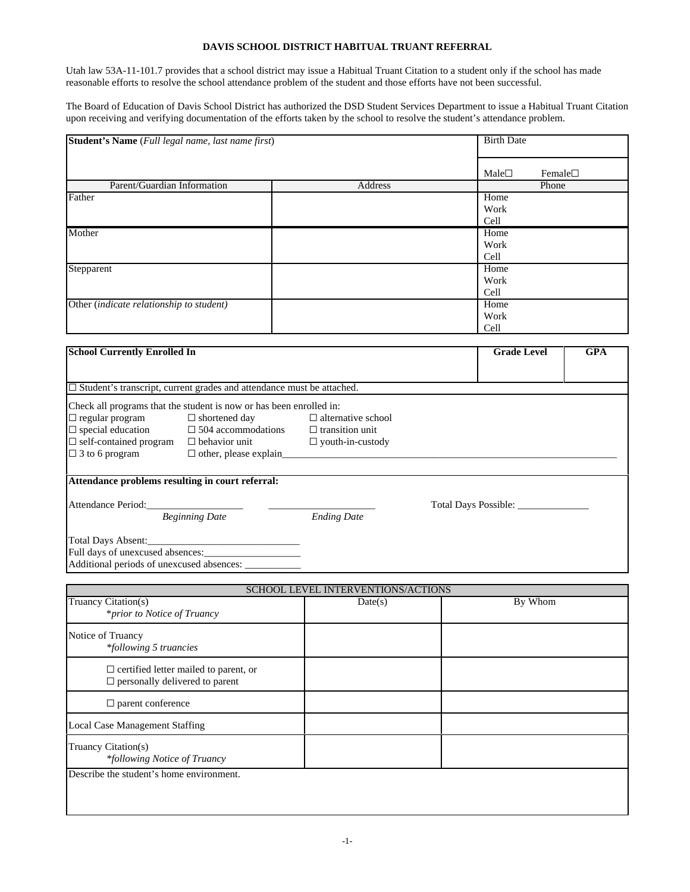# DAVIS SCHOOL DISTRICT HABITUAL TRUANT REFERRAL

Utah law 53A-11-101.7 provides that a school district may issue a Habitual Truant Citation to a student only if the school has made reasonable efforts to resolve the school attendance problem of the student and those efforts have not been successful.

The Board of Education of Davis School District has authorized the DSD Student Services Department to issue a Habitual Truant Citation upon receiving and verifying documentation of the efforts taken by the school to resolve the student's attendance problem.

| **Student's Name** (*Full legal name, last name first*) | | Birth Date |
|---|---|---|
| | | Male☐ Female☐ |
| Parent/Guardian Information | Address | Phone |
| Father | | Home<br>Work<br>Cell |
| Mother | | Home<br>Work<br>Cell |
| Stepparent | | Home<br>Work<br>Cell |
| Other (*indicate relationship to student*) | | Home<br>Work<br>Cell |

| **School Currently Enrolled In** | **Grade Level** | **GPA** |
|---|---|---|
| | | |

☐ Student's transcript, current grades and attendance must be attached.

Check all programs that the student is now or has been enrolled in:

☐ regular program ☐ shortened day ☐ alternative school
☐ special education ☐ 504 accommodations ☐ transition unit
☐ self-contained program ☐ behavior unit ☐ youth-in-custody
☐ 3 to 6 program ☐ other, please explain________________________________

**Attendance problems resulting in court referral:**

Attendance Period:___________________ _____________________ Total Days Possible: ______________
*Beginning Date* *Ending Date*

Total Days Absent:_____________________________
Full days of unexcused absences:___________________
Additional periods of unexcused absences: ___________

| SCHOOL LEVEL INTERVENTIONS/ACTIONS | | |
|---|---|---|
| Truancy Citation(s)<br>*\*prior to Notice of Truancy* | Date(s) | By Whom |
| Notice of Truancy<br>*\*following 5 truancies* | | |
| ☐ certified letter mailed to parent, or<br>☐ personally delivered to parent | | |
| ☐ parent conference | | |
| Local Case Management Staffing | | |
| Truancy Citation(s)<br>*\*following Notice of Truancy* | | |

Describe the student's home environment.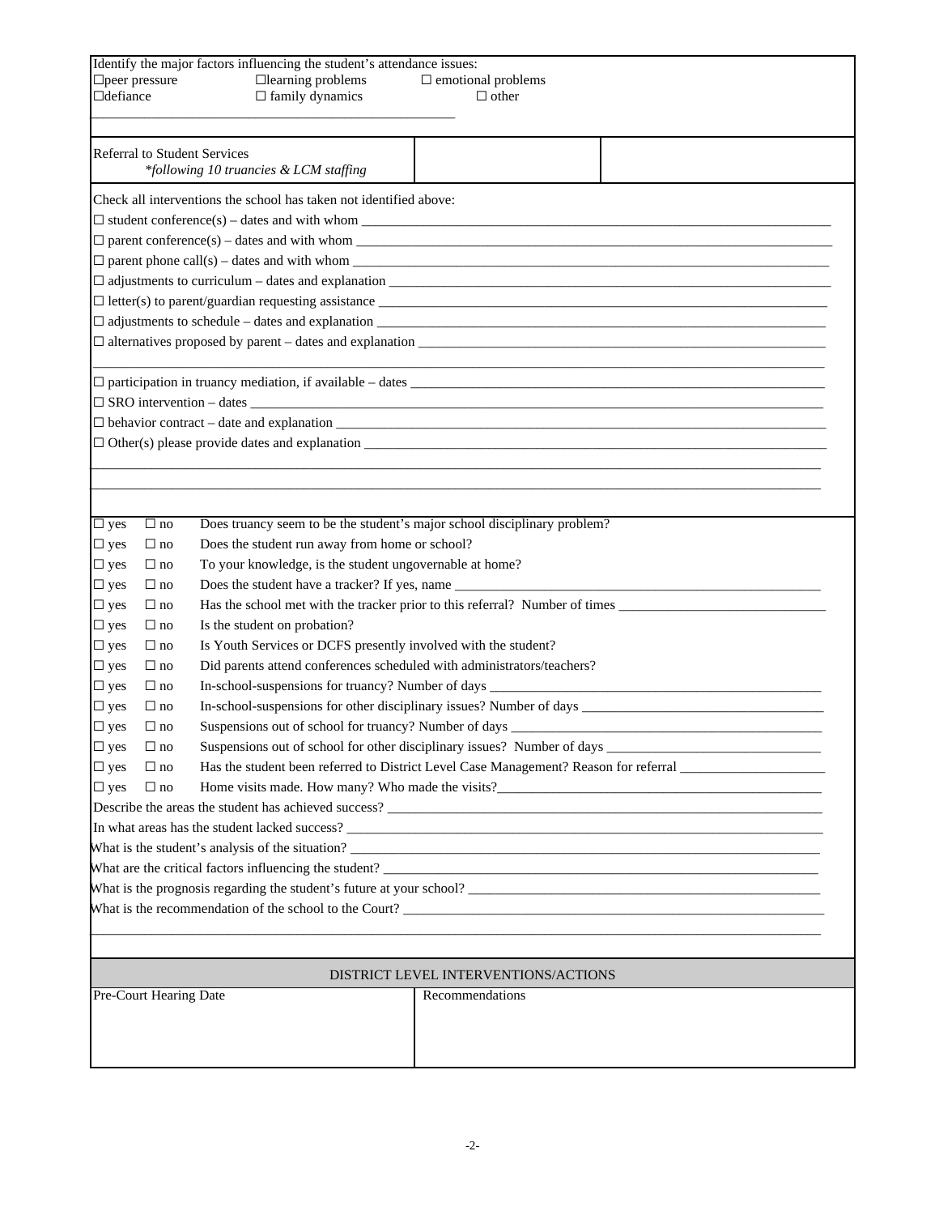Identify the major factors influencing the student's attendance issues:

☐peer pressure ☐learning problems ☐ emotional problems
☐defiance ☐ family dynamics ☐ other

\_\_\_\_\_\_\_\_\_\_\_\_\_\_\_\_\_\_\_\_\_\_\_\_\_\_\_\_\_\_\_\_\_\_\_\_\_\_\_\_\_\_\_\_\_\_\_\_\_\_\_\_\_\_

| Referral to Student Services *following 10 truancies & LCM staffing* | | |
|---|---|---|

Check all interventions the school has taken not identified above:

☐ student conference(s) – dates and with whom \_\_\_\_\_\_\_\_\_\_\_\_\_\_\_\_\_\_\_\_\_\_\_\_\_\_\_\_\_\_\_\_\_\_\_\_\_\_\_\_\_\_\_\_

☐ parent conference(s) – dates and with whom \_\_\_\_\_\_\_\_\_\_\_\_\_\_\_\_\_\_\_\_\_\_\_\_\_\_\_\_\_\_\_\_\_\_\_\_\_\_\_\_\_\_\_\_

☐ parent phone call(s) – dates and with whom \_\_\_\_\_\_\_\_\_\_\_\_\_\_\_\_\_\_\_\_\_\_\_\_\_\_\_\_\_\_\_\_\_\_\_\_\_\_\_\_\_\_\_\_

☐ adjustments to curriculum – dates and explanation \_\_\_\_\_\_\_\_\_\_\_\_\_\_\_\_\_\_\_\_\_\_\_\_\_\_\_\_\_\_\_\_\_\_\_\_\_\_\_\_

☐ letter(s) to parent/guardian requesting assistance \_\_\_\_\_\_\_\_\_\_\_\_\_\_\_\_\_\_\_\_\_\_\_\_\_\_\_\_\_\_\_\_\_\_\_\_\_\_\_\_

☐ adjustments to schedule – dates and explanation \_\_\_\_\_\_\_\_\_\_\_\_\_\_\_\_\_\_\_\_\_\_\_\_\_\_\_\_\_\_\_\_\_\_\_\_\_\_\_\_

☐ alternatives proposed by parent – dates and explanation \_\_\_\_\_\_\_\_\_\_\_\_\_\_\_\_\_\_\_\_\_\_\_\_\_\_\_\_\_\_\_\_\_\_\_\_

\_\_\_\_\_\_\_\_\_\_\_\_\_\_\_\_\_\_\_\_\_\_\_\_\_\_\_\_\_\_\_\_\_\_\_\_\_\_\_\_\_\_\_\_\_\_\_\_\_\_\_\_\_\_\_\_\_\_\_\_\_\_\_\_\_\_\_\_\_\_\_\_\_\_\_\_\_\_\_\_\_\_\_\_\_\_

☐ participation in truancy mediation, if available – dates \_\_\_\_\_\_\_\_\_\_\_\_\_\_\_\_\_\_\_\_\_\_\_\_\_\_\_\_\_\_\_\_\_\_\_\_\_\_

☐ SRO intervention – dates \_\_\_\_\_\_\_\_\_\_\_\_\_\_\_\_\_\_\_\_\_\_\_\_\_\_\_\_\_\_\_\_\_\_\_\_\_\_\_\_\_\_\_\_\_\_\_\_\_\_\_\_\_\_\_\_\_\_\_\_

☐ behavior contract – date and explanation \_\_\_\_\_\_\_\_\_\_\_\_\_\_\_\_\_\_\_\_\_\_\_\_\_\_\_\_\_\_\_\_\_\_\_\_\_\_\_\_\_\_\_\_\_\_\_\_

☐ Other(s) please provide dates and explanation \_\_\_\_\_\_\_\_\_\_\_\_\_\_\_\_\_\_\_\_\_\_\_\_\_\_\_\_\_\_\_\_\_\_\_\_\_\_\_\_\_\_\_\_

\_\_\_\_\_\_\_\_\_\_\_\_\_\_\_\_\_\_\_\_\_\_\_\_\_\_\_\_\_\_\_\_\_\_\_\_\_\_\_\_\_\_\_\_\_\_\_\_\_\_\_\_\_\_\_\_\_\_\_\_\_\_\_\_\_\_\_\_\_\_\_\_\_\_\_\_\_\_\_\_\_\_\_\_\_\_

\_\_\_\_\_\_\_\_\_\_\_\_\_\_\_\_\_\_\_\_\_\_\_\_\_\_\_\_\_\_\_\_\_\_\_\_\_\_\_\_\_\_\_\_\_\_\_\_\_\_\_\_\_\_\_\_\_\_\_\_\_\_\_\_\_\_\_\_\_\_\_\_\_\_\_\_\_\_\_\_\_\_\_\_\_\_

| | | |
|---|---|---|
| ☐ yes | ☐ no | Does truancy seem to be the student's major school disciplinary problem? |
| ☐ yes | ☐ no | Does the student run away from home or school? |
| ☐ yes | ☐ no | To your knowledge, is the student ungovernable at home? |
| ☐ yes | ☐ no | Does the student have a tracker? If yes, name \_\_\_\_\_\_\_\_\_\_\_\_\_\_\_\_\_\_\_\_ |
| ☐ yes | ☐ no | Has the school met with the tracker prior to this referral? Number of times \_\_\_\_\_\_\_\_\_\_\_\_ |
| ☐ yes | ☐ no | Is the student on probation? |
| ☐ yes | ☐ no | Is Youth Services or DCFS presently involved with the student? |
| ☐ yes | ☐ no | Did parents attend conferences scheduled with administrators/teachers? |
| ☐ yes | ☐ no | In-school-suspensions for truancy? Number of days \_\_\_\_\_\_\_\_\_\_\_\_\_\_\_\_\_\_\_\_ |
| ☐ yes | ☐ no | In-school-suspensions for other disciplinary issues? Number of days \_\_\_\_\_\_\_\_\_\_\_\_ |
| ☐ yes | ☐ no | Suspensions out of school for truancy? Number of days \_\_\_\_\_\_\_\_\_\_\_\_\_\_\_\_\_\_\_\_ |
| ☐ yes | ☐ no | Suspensions out of school for other disciplinary issues? Number of days \_\_\_\_\_\_\_\_\_\_\_\_ |
| ☐ yes | ☐ no | Has the student been referred to District Level Case Management? Reason for referral \_\_\_\_\_\_\_\_\_\_\_\_ |
| ☐ yes | ☐ no | Home visits made. How many? Who made the visits?\_\_\_\_\_\_\_\_\_\_\_\_\_\_\_\_\_\_\_\_ |

Describe the areas the student has achieved success? \_\_\_\_\_\_\_\_\_\_\_\_\_\_\_\_\_\_\_\_\_\_\_\_\_\_\_\_\_\_\_\_\_\_\_\_\_\_\_\_

In what areas has the student lacked success? \_\_\_\_\_\_\_\_\_\_\_\_\_\_\_\_\_\_\_\_\_\_\_\_\_\_\_\_\_\_\_\_\_\_\_\_\_\_\_\_\_\_\_\_\_\_

What is the student's analysis of the situation? \_\_\_\_\_\_\_\_\_\_\_\_\_\_\_\_\_\_\_\_\_\_\_\_\_\_\_\_\_\_\_\_\_\_\_\_\_\_\_\_\_\_\_\_\_

What are the critical factors influencing the student? \_\_\_\_\_\_\_\_\_\_\_\_\_\_\_\_\_\_\_\_\_\_\_\_\_\_\_\_\_\_\_\_\_\_\_\_\_\_\_\_\_

What is the prognosis regarding the student's future at your school? \_\_\_\_\_\_\_\_\_\_\_\_\_\_\_\_\_\_\_\_\_\_\_\_\_\_\_\_\_\_

What is the recommendation of the school to the Court? \_\_\_\_\_\_\_\_\_\_\_\_\_\_\_\_\_\_\_\_\_\_\_\_\_\_\_\_\_\_\_\_\_\_\_\_\_\_\_\_

\_\_\_\_\_\_\_\_\_\_\_\_\_\_\_\_\_\_\_\_\_\_\_\_\_\_\_\_\_\_\_\_\_\_\_\_\_\_\_\_\_\_\_\_\_\_\_\_\_\_\_\_\_\_\_\_\_\_\_\_\_\_\_\_\_\_\_\_\_\_\_\_\_\_\_\_\_\_\_\_\_\_\_\_\_\_

## DISTRICT LEVEL INTERVENTIONS/ACTIONS

| Pre-Court Hearing Date | Recommendations |
|---|---|
| | |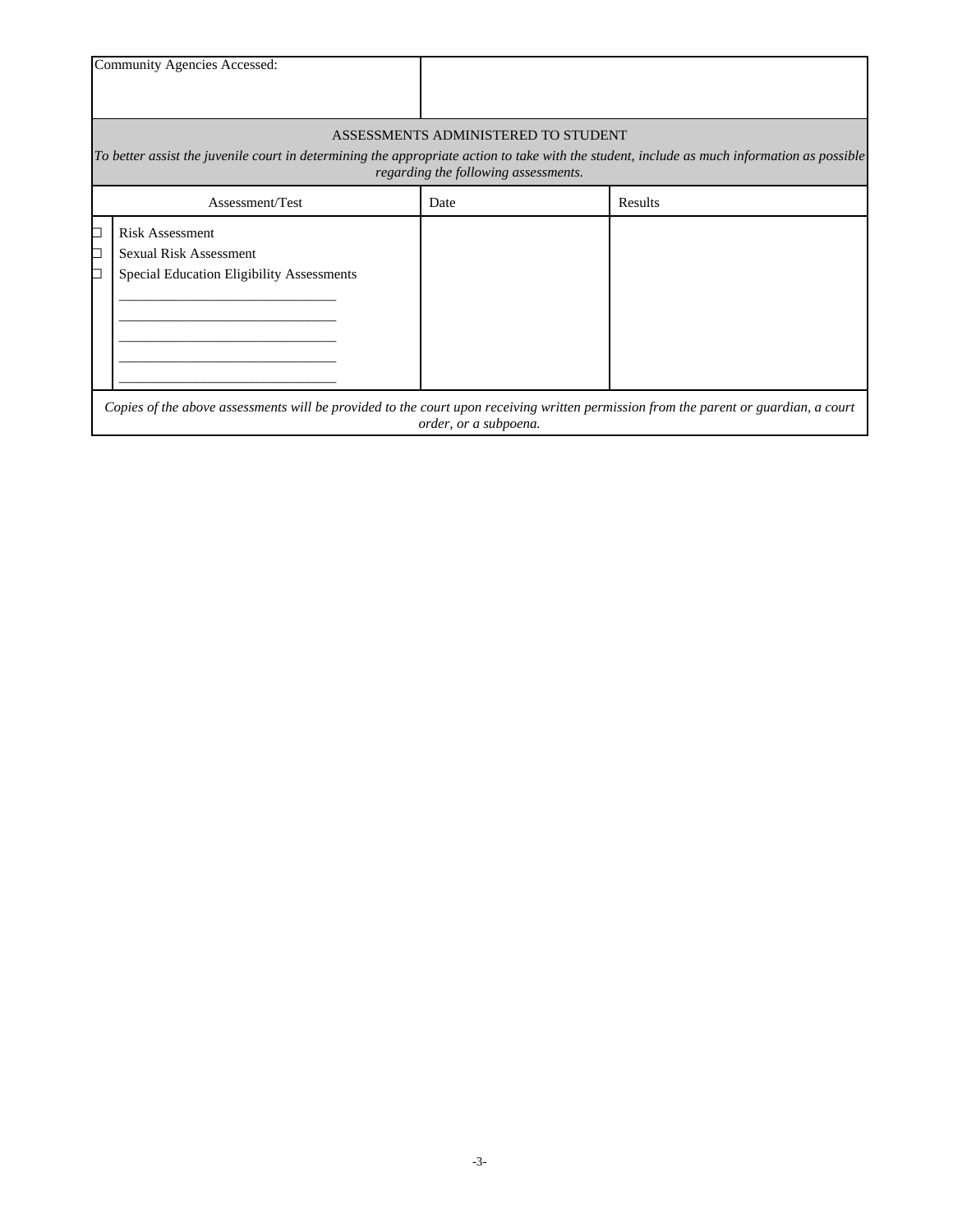| Community Agencies Accessed: | |
|---|---|

## ASSESSMENTS ADMINISTERED TO STUDENT

*To better assist the juvenile court in determining the appropriate action to take with the student, include as much information as possible regarding the following assessments.*

| Assessment/Test | Date | Results |
|---|---|---|
| ☐ Risk Assessment<br>☐ Sexual Risk Assessment<br>☐ Special Education Eligibility Assessments<br>______________________________<br>______________________________<br>______________________________<br>______________________________<br>______________________________ | | |

*Copies of the above assessments will be provided to the court upon receiving written permission from the parent or guardian, a court order, or a subpoena.*